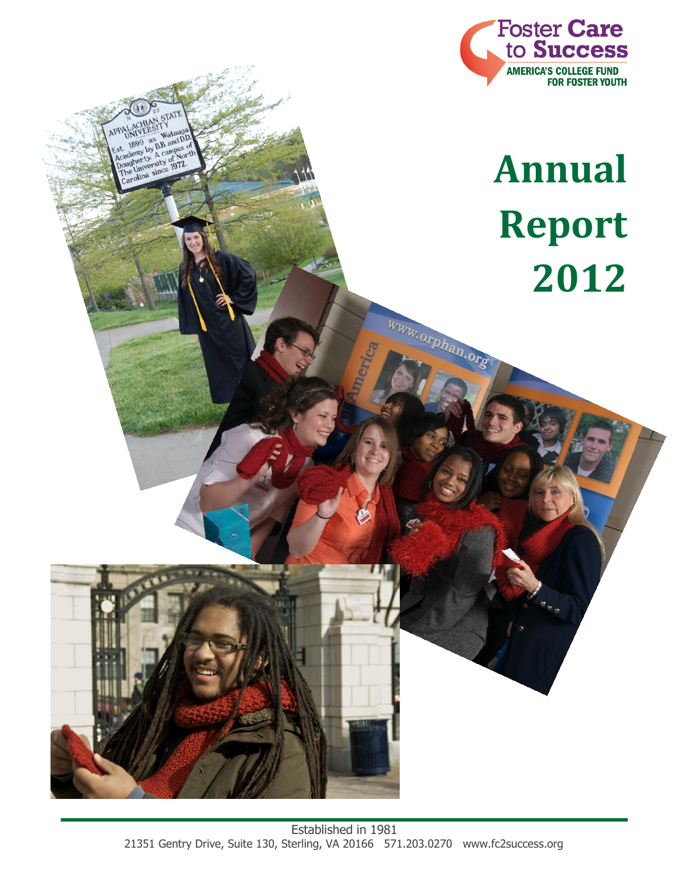Foster Care to Success

AMERICA'S COLLEGE FUND FOR FOSTER YOUTH

# Annual Report 2012

Established in 1981

21351 Gentry Drive, Suite 130, Sterling, VA 20166 571.203.0270 www.fc2success.org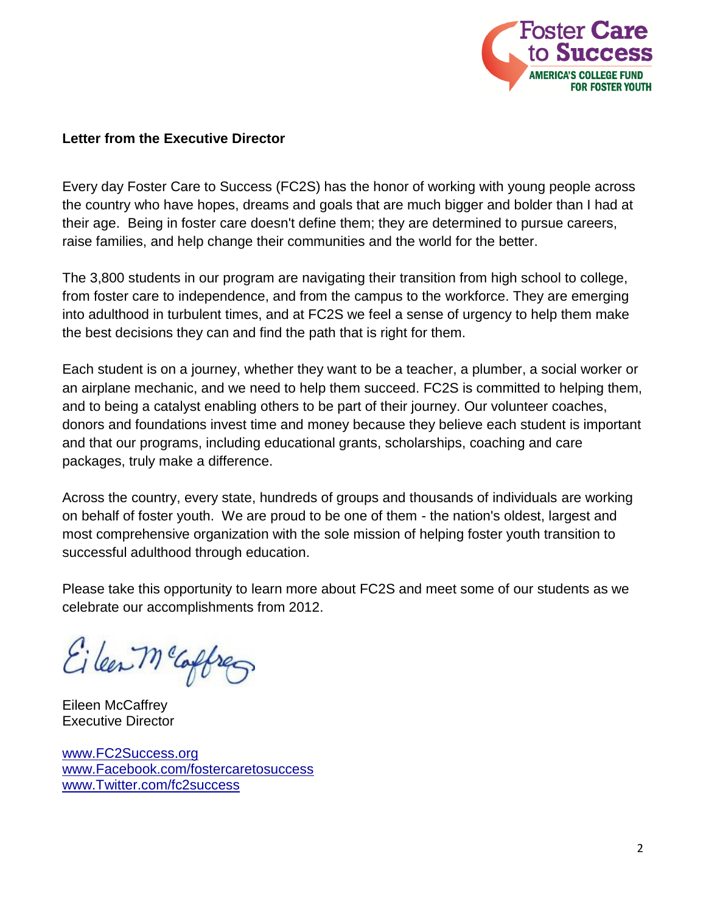**Letter from the Executive Director**

Every day Foster Care to Success (FC2S) has the honor of working with young people across the country who have hopes, dreams and goals that are much bigger and bolder than I had at their age. Being in foster care doesn't define them; they are determined to pursue careers, raise families, and help change their communities and the world for the better.

The 3,800 students in our program are navigating their transition from high school to college, from foster care to independence, and from the campus to the workforce. They are emerging into adulthood in turbulent times, and at FC2S we feel a sense of urgency to help them make the best decisions they can and find the path that is right for them.

Each student is on a journey, whether they want to be a teacher, a plumber, a social worker or an airplane mechanic, and we need to help them succeed. FC2S is committed to helping them, and to being a catalyst enabling others to be part of their journey. Our volunteer coaches, donors and foundations invest time and money because they believe each student is important and that our programs, including educational grants, scholarships, coaching and care packages, truly make a difference.

Across the country, every state, hundreds of groups and thousands of individuals are working on behalf of foster youth. We are proud to be one of them - the nation's oldest, largest and most comprehensive organization with the sole mission of helping foster youth transition to successful adulthood through education.

Please take this opportunity to learn more about FC2S and meet some of our students as we celebrate our accomplishments from 2012.

Eileen McCaffrey
Executive Director

www.FC2Success.org
www.Facebook.com/fostercaretosuccess
www.Twitter.com/fc2success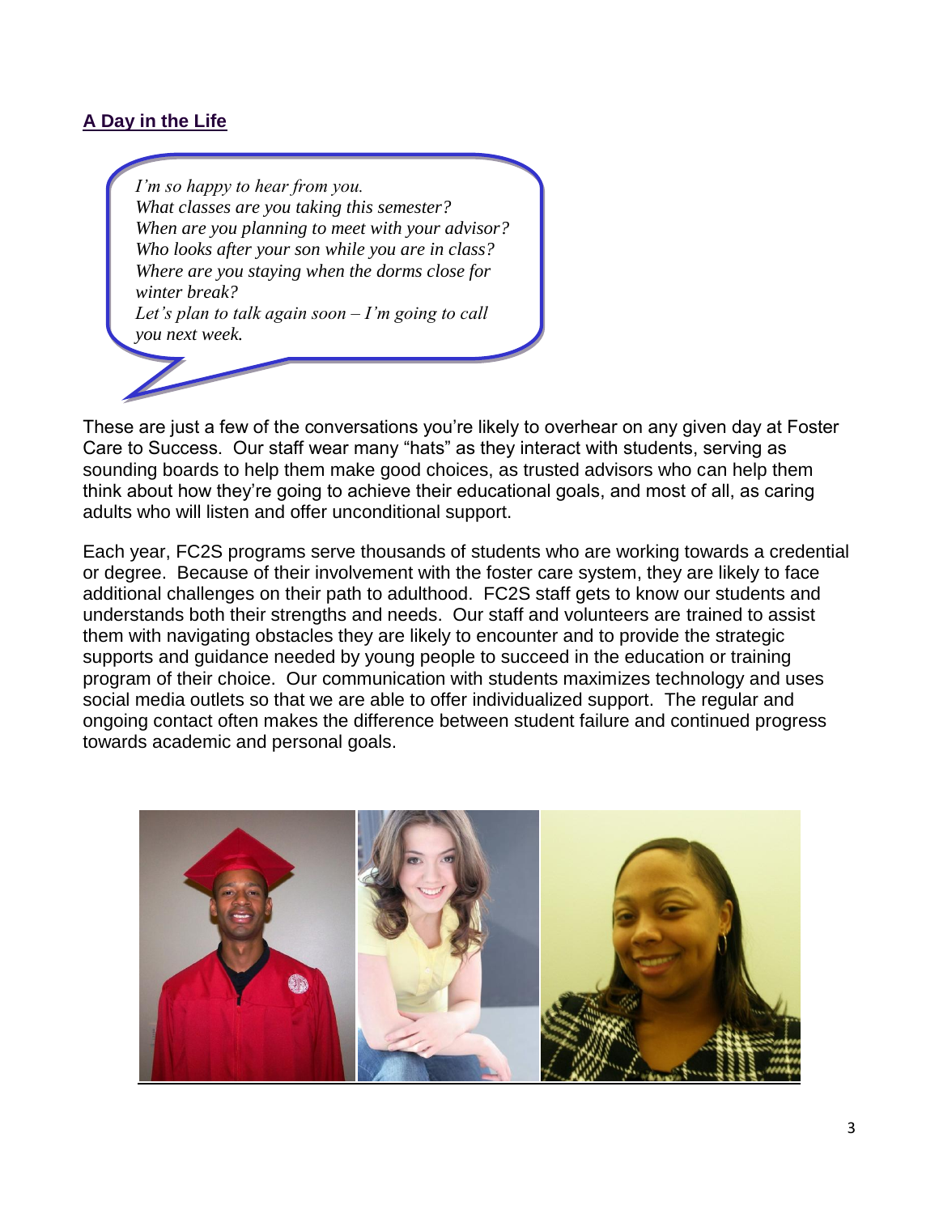## A Day in the Life

*I'm so happy to hear from you.*
*What classes are you taking this semester?*
*When are you planning to meet with your advisor?*
*Who looks after your son while you are in class?*
*Where are you staying when the dorms close for winter break?*
*Let's plan to talk again soon – I'm going to call you next week.*

These are just a few of the conversations you're likely to overhear on any given day at Foster Care to Success. Our staff wear many "hats" as they interact with students, serving as sounding boards to help them make good choices, as trusted advisors who can help them think about how they're going to achieve their educational goals, and most of all, as caring adults who will listen and offer unconditional support.

Each year, FC2S programs serve thousands of students who are working towards a credential or degree. Because of their involvement with the foster care system, they are likely to face additional challenges on their path to adulthood. FC2S staff gets to know our students and understands both their strengths and needs. Our staff and volunteers are trained to assist them with navigating obstacles they are likely to encounter and to provide the strategic supports and guidance needed by young people to succeed in the education or training program of their choice. Our communication with students maximizes technology and uses social media outlets so that we are able to offer individualized support. The regular and ongoing contact often makes the difference between student failure and continued progress towards academic and personal goals.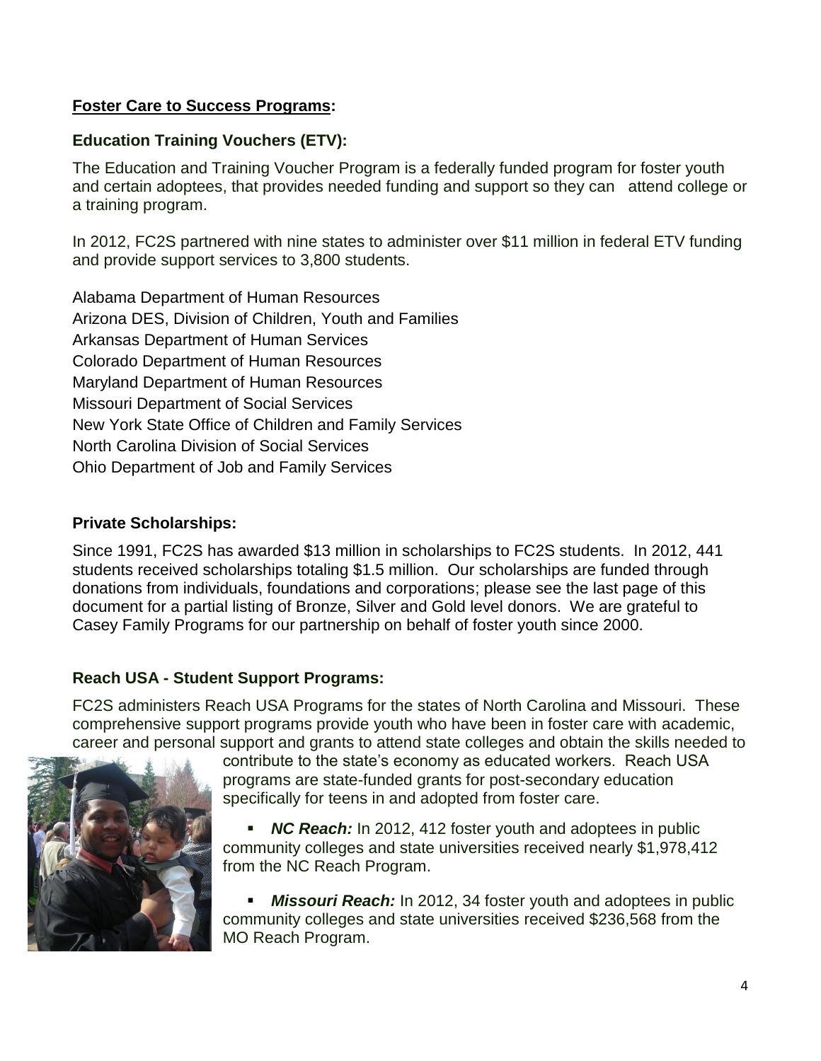## **Foster Care to Success Programs:**

### Education Training Vouchers (ETV):

The Education and Training Voucher Program is a federally funded program for foster youth and certain adoptees, that provides needed funding and support so they can attend college or a training program.

In 2012, FC2S partnered with nine states to administer over $11 million in federal ETV funding and provide support services to 3,800 students.

Alabama Department of Human Resources
Arizona DES, Division of Children, Youth and Families
Arkansas Department of Human Services
Colorado Department of Human Resources
Maryland Department of Human Resources
Missouri Department of Social Services
New York State Office of Children and Family Services
North Carolina Division of Social Services
Ohio Department of Job and Family Services

### Private Scholarships:

Since 1991, FC2S has awarded $13 million in scholarships to FC2S students. In 2012, 441 students received scholarships totaling $1.5 million. Our scholarships are funded through donations from individuals, foundations and corporations; please see the last page of this document for a partial listing of Bronze, Silver and Gold level donors. We are grateful to Casey Family Programs for our partnership on behalf of foster youth since 2000.

### Reach USA - Student Support Programs:

FC2S administers Reach USA Programs for the states of North Carolina and Missouri. These comprehensive support programs provide youth who have been in foster care with academic, career and personal support and grants to attend state colleges and obtain the skills needed to contribute to the state's economy as educated workers. Reach USA programs are state-funded grants for post-secondary education specifically for teens in and adopted from foster care.

- ***NC Reach:*** In 2012, 412 foster youth and adoptees in public community colleges and state universities received nearly $1,978,412 from the NC Reach Program.
- ***Missouri Reach:*** In 2012, 34 foster youth and adoptees in public community colleges and state universities received $236,568 from the MO Reach Program.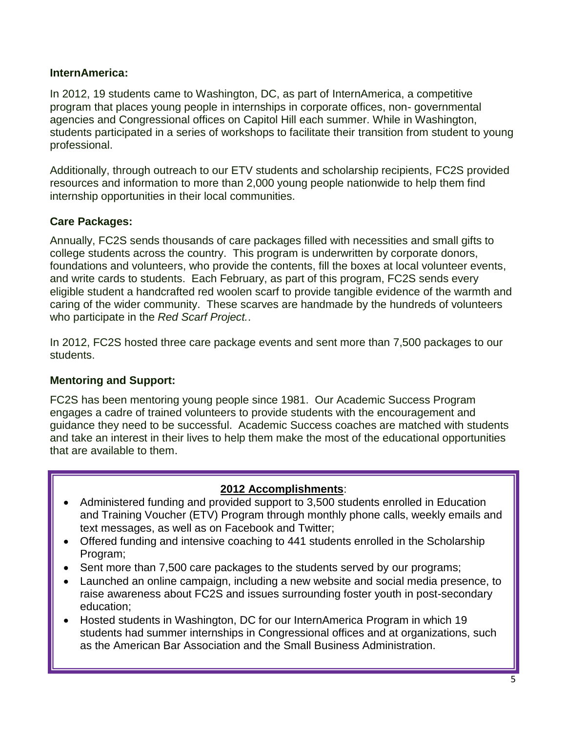### InternAmerica:

In 2012, 19 students came to Washington, DC, as part of InternAmerica, a competitive program that places young people in internships in corporate offices, non- governmental agencies and Congressional offices on Capitol Hill each summer. While in Washington, students participated in a series of workshops to facilitate their transition from student to young professional.

Additionally, through outreach to our ETV students and scholarship recipients, FC2S provided resources and information to more than 2,000 young people nationwide to help them find internship opportunities in their local communities.

### Care Packages:

Annually, FC2S sends thousands of care packages filled with necessities and small gifts to college students across the country. This program is underwritten by corporate donors, foundations and volunteers, who provide the contents, fill the boxes at local volunteer events, and write cards to students. Each February, as part of this program, FC2S sends every eligible student a handcrafted red woolen scarf to provide tangible evidence of the warmth and caring of the wider community. These scarves are handmade by the hundreds of volunteers who participate in the *Red Scarf Project.*.

In 2012, FC2S hosted three care package events and sent more than 7,500 packages to our students.

### Mentoring and Support:

FC2S has been mentoring young people since 1981. Our Academic Success Program engages a cadre of trained volunteers to provide students with the encouragement and guidance they need to be successful. Academic Success coaches are matched with students and take an interest in their lives to help them make the most of the educational opportunities that are available to them.

**2012 Accomplishments**:

- Administered funding and provided support to 3,500 students enrolled in Education and Training Voucher (ETV) Program through monthly phone calls, weekly emails and text messages, as well as on Facebook and Twitter;
- Offered funding and intensive coaching to 441 students enrolled in the Scholarship Program;
- Sent more than 7,500 care packages to the students served by our programs;
- Launched an online campaign, including a new website and social media presence, to raise awareness about FC2S and issues surrounding foster youth in post-secondary education;
- Hosted students in Washington, DC for our InternAmerica Program in which 19 students had summer internships in Congressional offices and at organizations, such as the American Bar Association and the Small Business Administration.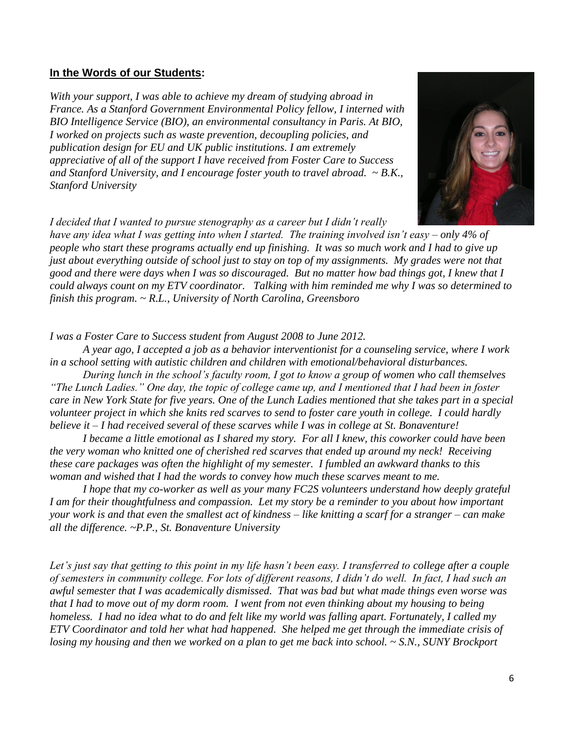## **In the Words of our Students:**

*With your support, I was able to achieve my dream of studying abroad in France. As a Stanford Government Environmental Policy fellow, I interned with BIO Intelligence Service (BIO), an environmental consultancy in Paris. At BIO, I worked on projects such as waste prevention, decoupling policies, and publication design for EU and UK public institutions. I am extremely appreciative of all of the support I have received from Foster Care to Success and Stanford University, and I encourage foster youth to travel abroad. ~ B.K., Stanford University*

*I decided that I wanted to pursue stenography as a career but I didn't really have any idea what I was getting into when I started. The training involved isn't easy – only 4% of people who start these programs actually end up finishing. It was so much work and I had to give up just about everything outside of school just to stay on top of my assignments. My grades were not that good and there were days when I was so discouraged. But no matter how bad things got, I knew that I could always count on my ETV coordinator. Talking with him reminded me why I was so determined to finish this program. ~ R.L., University of North Carolina, Greensboro*

*I was a Foster Care to Success student from August 2008 to June 2012.*

*A year ago, I accepted a job as a behavior interventionist for a counseling service, where I work in a school setting with autistic children and children with emotional/behavioral disturbances.*

*During lunch in the school's faculty room, I got to know a group of women who call themselves "The Lunch Ladies." One day, the topic of college came up, and I mentioned that I had been in foster care in New York State for five years. One of the Lunch Ladies mentioned that she takes part in a special volunteer project in which she knits red scarves to send to foster care youth in college. I could hardly believe it – I had received several of these scarves while I was in college at St. Bonaventure!*

*I became a little emotional as I shared my story. For all I knew, this coworker could have been the very woman who knitted one of cherished red scarves that ended up around my neck! Receiving these care packages was often the highlight of my semester. I fumbled an awkward thanks to this woman and wished that I had the words to convey how much these scarves meant to me.*

*I hope that my co-worker as well as your many FC2S volunteers understand how deeply grateful I am for their thoughtfulness and compassion. Let my story be a reminder to you about how important your work is and that even the smallest act of kindness – like knitting a scarf for a stranger – can make all the difference. ~P.P., St. Bonaventure University*

*Let's just say that getting to this point in my life hasn't been easy. I transferred to college after a couple of semesters in community college. For lots of different reasons, I didn't do well. In fact, I had such an awful semester that I was academically dismissed. That was bad but what made things even worse was that I had to move out of my dorm room. I went from not even thinking about my housing to being homeless. I had no idea what to do and felt like my world was falling apart. Fortunately, I called my ETV Coordinator and told her what had happened. She helped me get through the immediate crisis of losing my housing and then we worked on a plan to get me back into school. ~ S.N., SUNY Brockport*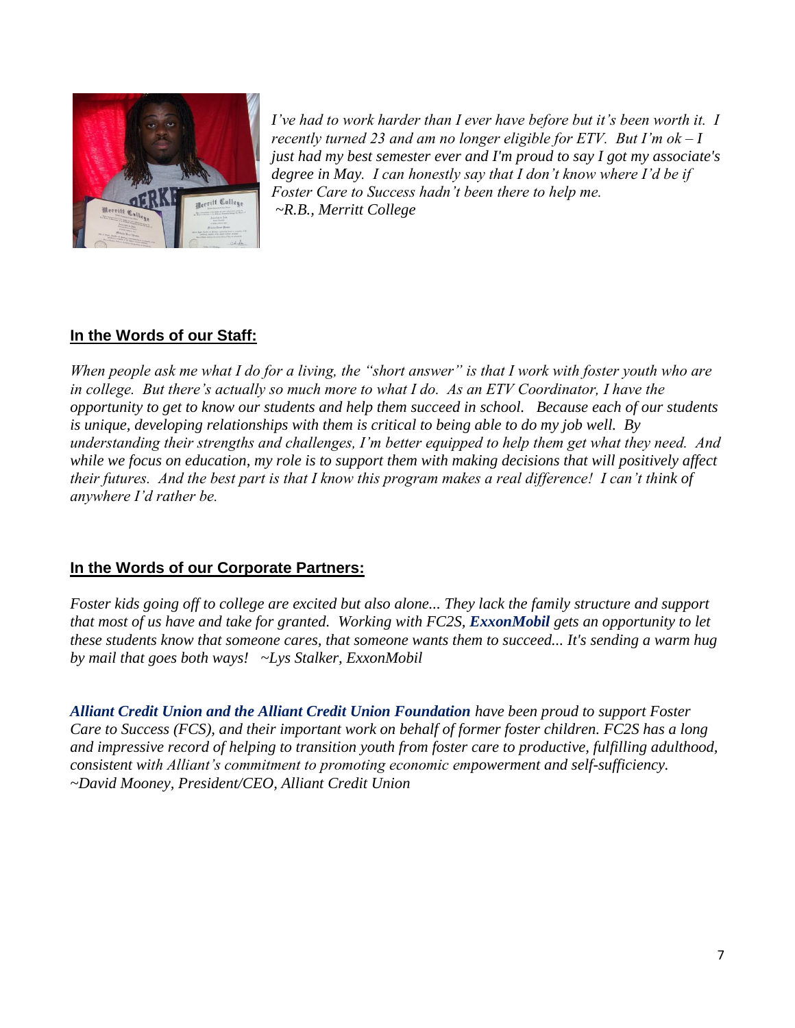*I've had to work harder than I ever have before but it's been worth it. I recently turned 23 and am no longer eligible for ETV. But I'm ok – I just had my best semester ever and I'm proud to say I got my associate's degree in May. I can honestly say that I don't know where I'd be if Foster Care to Success hadn't been there to help me.*
*~R.B., Merritt College*

## In the Words of our Staff:

*When people ask me what I do for a living, the "short answer" is that I work with foster youth who are in college. But there's actually so much more to what I do. As an ETV Coordinator, I have the opportunity to get to know our students and help them succeed in school. Because each of our students is unique, developing relationships with them is critical to being able to do my job well. By understanding their strengths and challenges, I'm better equipped to help them get what they need. And while we focus on education, my role is to support them with making decisions that will positively affect their futures. And the best part is that I know this program makes a real difference! I can't think of anywhere I'd rather be.*

## In the Words of our Corporate Partners:

*Foster kids going off to college are excited but also alone... They lack the family structure and support that most of us have and take for granted. Working with FC2S,* ***ExxonMobil*** *gets an opportunity to let these students know that someone cares, that someone wants them to succeed... It's sending a warm hug by mail that goes both ways! ~Lys Stalker, ExxonMobil*

***Alliant Credit Union and the Alliant Credit Union Foundation*** *have been proud to support Foster Care to Success (FCS), and their important work on behalf of former foster children. FC2S has a long and impressive record of helping to transition youth from foster care to productive, fulfilling adulthood, consistent with Alliant's commitment to promoting economic empowerment and self-sufficiency. ~David Mooney, President/CEO, Alliant Credit Union*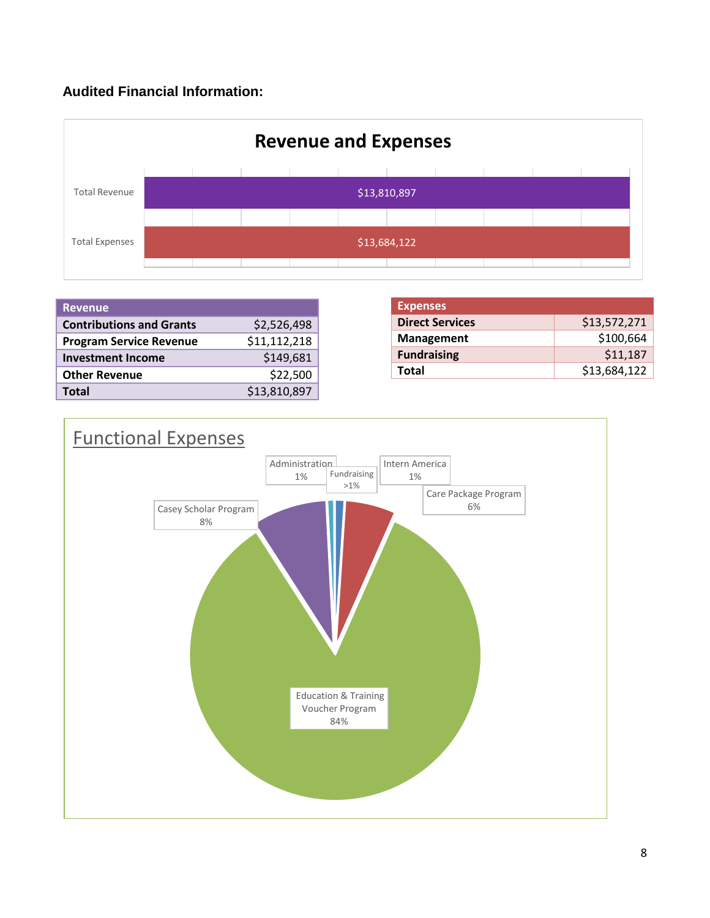**Audited Financial Information:**

## Revenue and Expenses

| | |
|---|---|
| Total Revenue | $13,810,897 |
| Total Expenses | $13,684,122 |

| Revenue | |
|---|---|
| **Contributions and Grants** | $2,526,498 |
| **Program Service Revenue** | $11,112,218 |
| **Investment Income** | $149,681 |
| **Other Revenue** | $22,500 |
| **Total** | $13,810,897 |

| Expenses | |
|---|---|
| **Direct Services** | $13,572,271 |
| **Management** | $100,664 |
| **Fundraising** | $11,187 |
| **Total** | $13,684,122 |

## Functional Expenses

| Category | Percentage |
|---|---|
| Administration | 1% |
| Fundraising | >1% |
| Intern America | 1% |
| Care Package Program | 6% |
| Casey Scholar Program | 8% |
| Education & Training Voucher Program | 84% |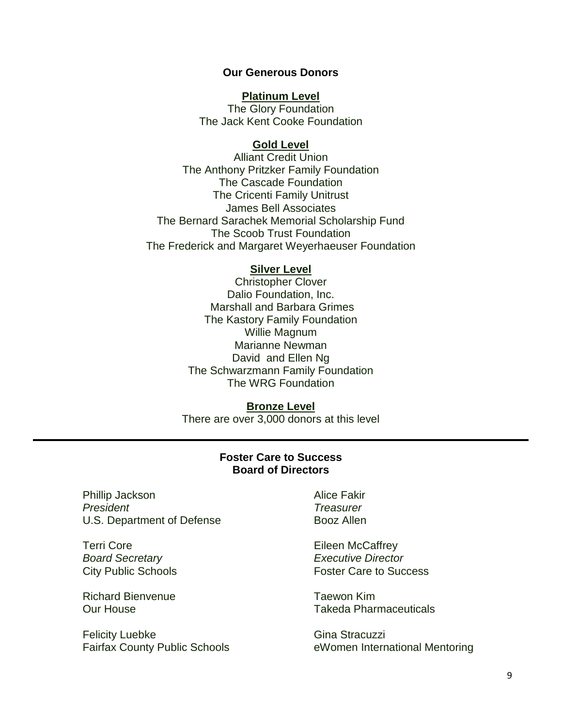## Our Generous Donors

### Platinum Level

The Glory Foundation
The Jack Kent Cooke Foundation

### Gold Level

Alliant Credit Union
The Anthony Pritzker Family Foundation
The Cascade Foundation
The Cricenti Family Unitrust
James Bell Associates
The Bernard Sarachek Memorial Scholarship Fund
The Scoob Trust Foundation
The Frederick and Margaret Weyerhaeuser Foundation

### Silver Level

Christopher Clover
Dalio Foundation, Inc.
Marshall and Barbara Grimes
The Kastory Family Foundation
Willie Magnum
Marianne Newman
David and Ellen Ng
The Schwarzmann Family Foundation
The WRG Foundation

### Bronze Level

There are over 3,000 donors at this level

---

## Foster Care to Success Board of Directors

Phillip Jackson
*President*
U.S. Department of Defense

Alice Fakir
*Treasurer*
Booz Allen

Terri Core
*Board Secretary*
City Public Schools

Eileen McCaffrey
*Executive Director*
Foster Care to Success

Richard Bienvenue
Our House

Taewon Kim
Takeda Pharmaceuticals

Felicity Luebke
Fairfax County Public Schools

Gina Stracuzzi
eWomen International Mentoring